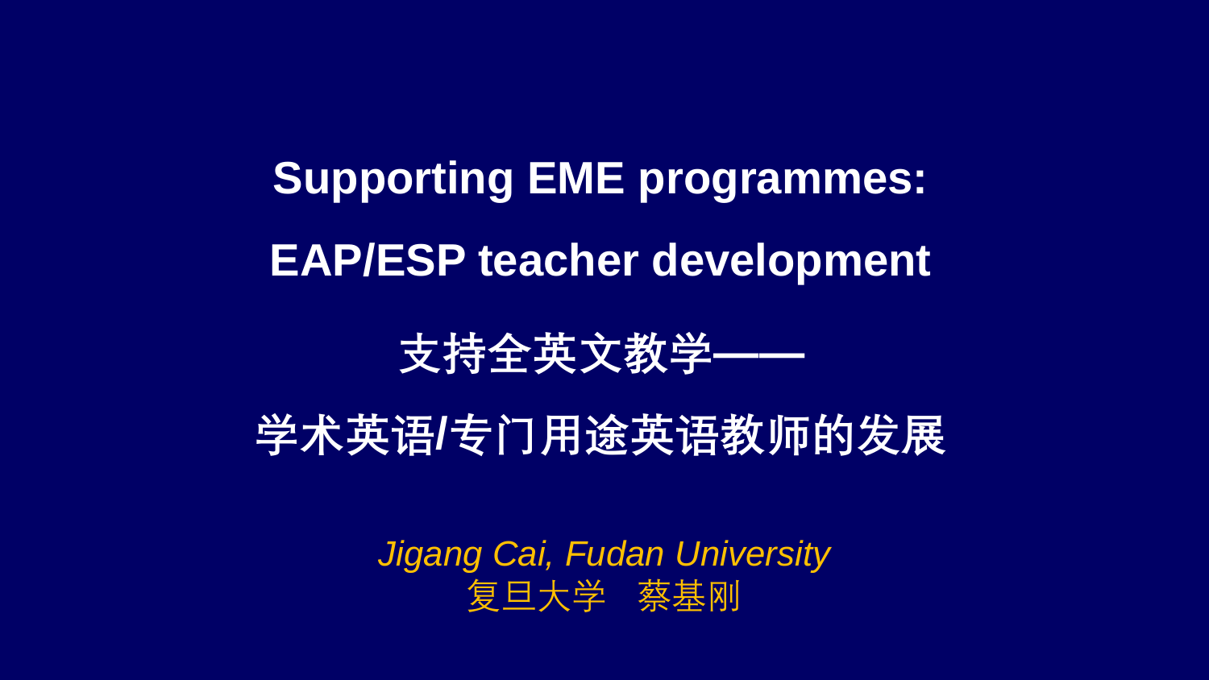# Supporting EME programmes:

# EAP/ESP teacher development

# 支持全英文教学——

# 学术英语/专门用途英语教师的发展

*Jigang Cai, Fudan University*

复旦大学　蔡基刚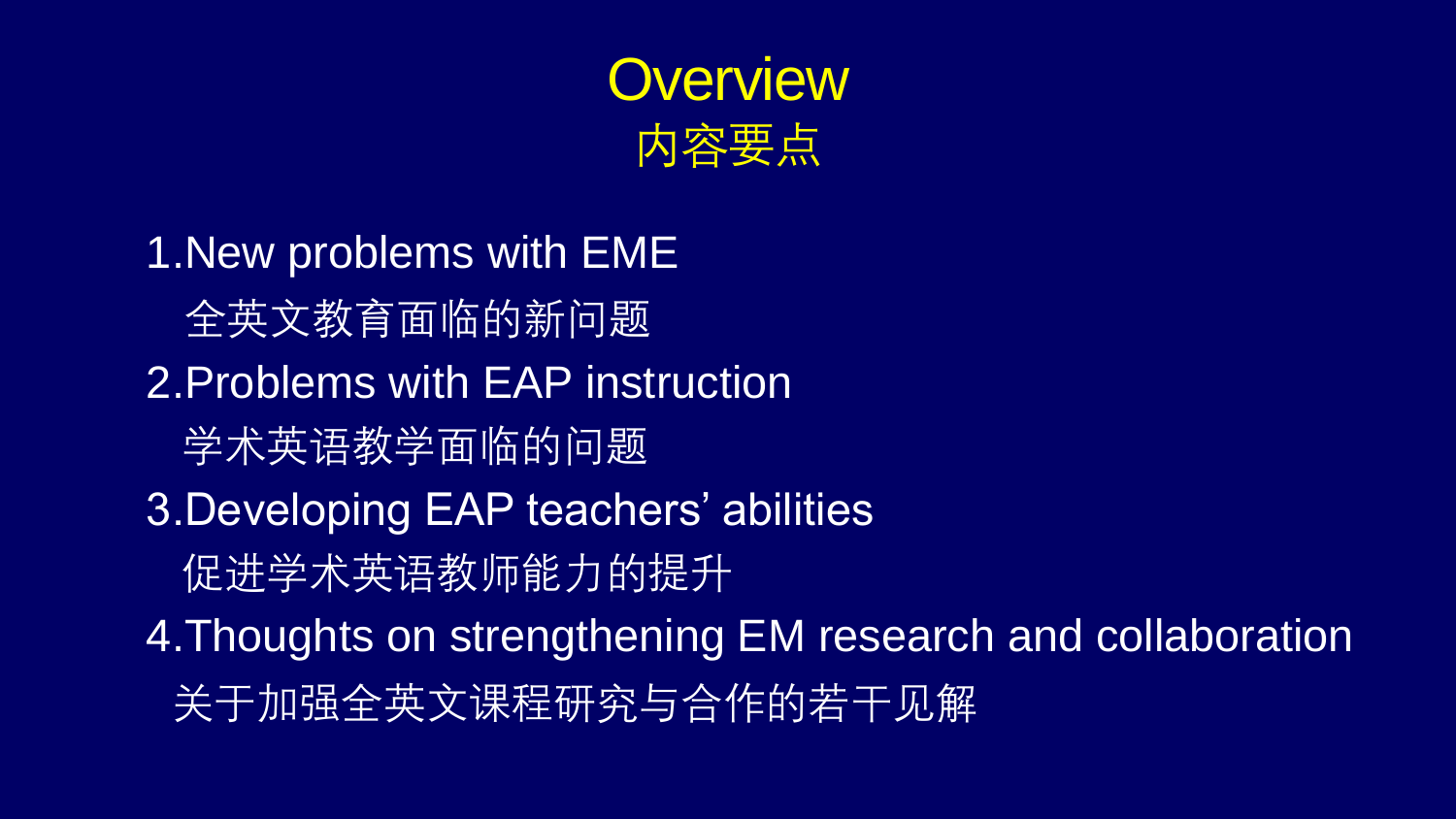# Overview
## 内容要点

1. New problems with EME
   全英文教育面临的新问题
2. Problems with EAP instruction
   学术英语教学面临的问题
3. Developing EAP teachers' abilities
   促进学术英语教师能力的提升
4. Thoughts on strengthening EM research and collaboration
   关于加强全英文课程研究与合作的若干见解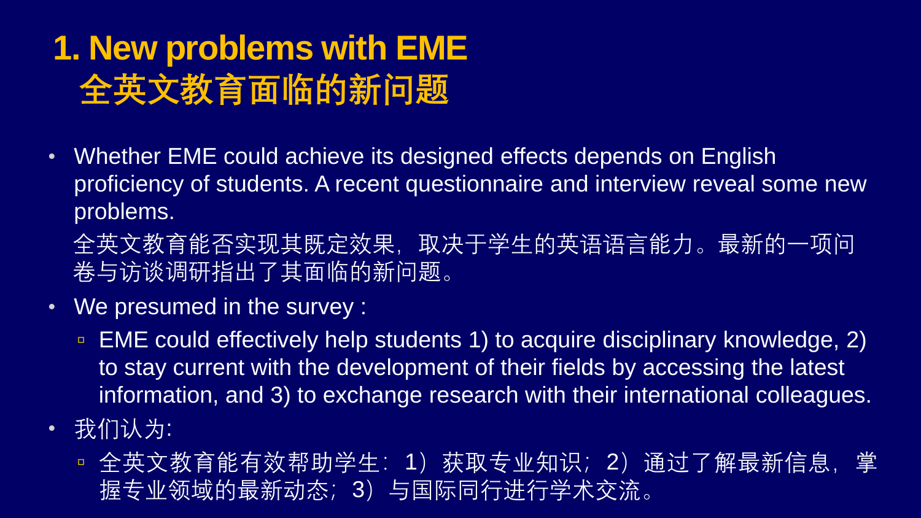# 1. New problems with EME
# 全英文教育面临的新问题

- Whether EME could achieve its designed effects depends on English proficiency of students. A recent questionnaire and interview reveal some new problems.

  全英文教育能否实现其既定效果，取决于学生的英语语言能力。最新的一项问卷与访谈调研指出了其面临的新问题。

- We presumed in the survey :
  - EME could effectively help students 1) to acquire disciplinary knowledge, 2) to stay current with the development of their fields by accessing the latest information, and 3) to exchange research with their international colleagues.
- 我们认为:
  - 全英文教育能有效帮助学生：1）获取专业知识；2）通过了解最新信息，掌握专业领域的最新动态；3）与国际同行进行学术交流。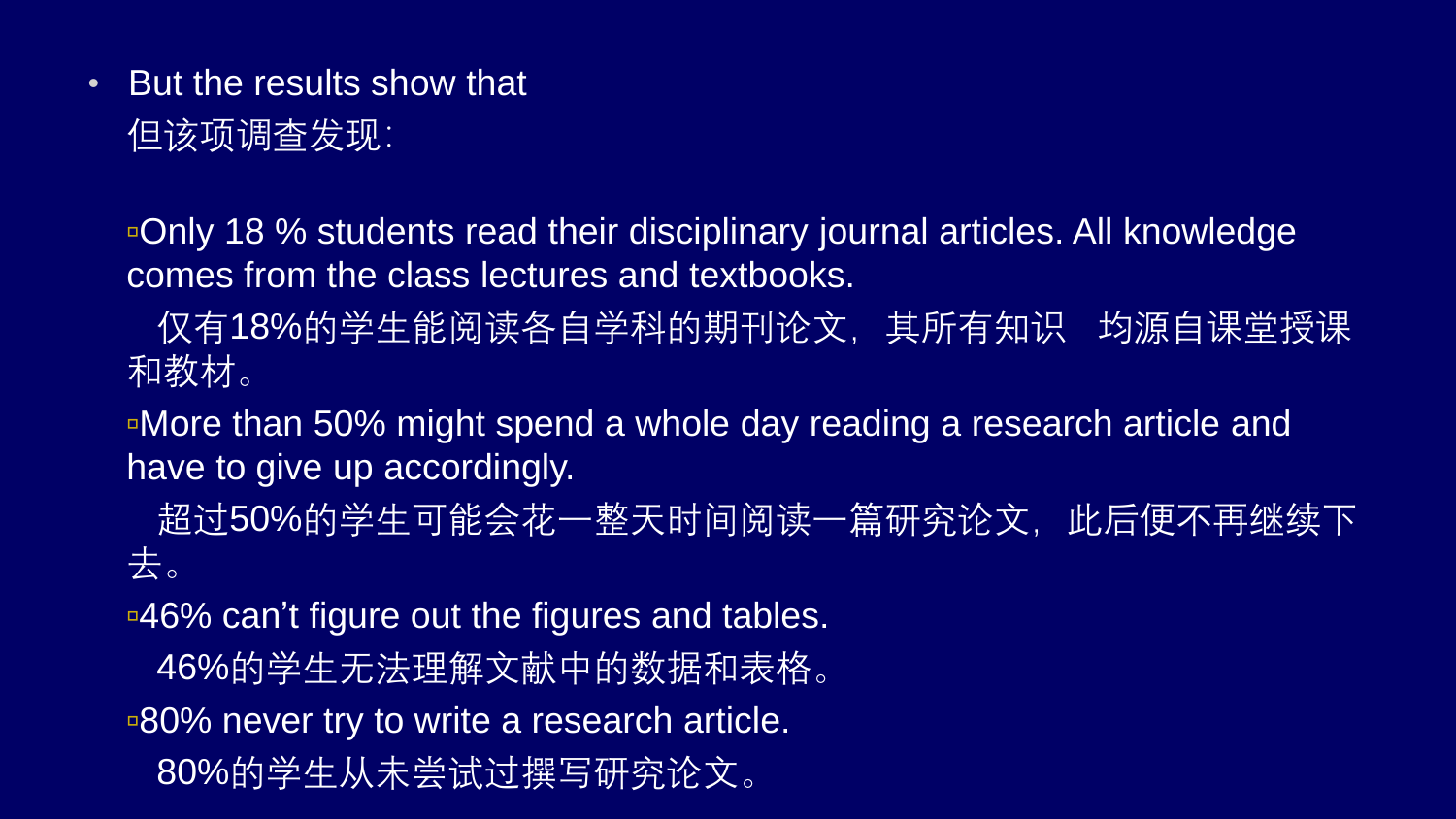- But the results show that
  但该项调查发现:

  ▫Only 18 % students read their disciplinary journal articles. All knowledge comes from the class lectures and textbooks.

  仅有18%的学生能阅读各自学科的期刊论文，其所有知识　均源自课堂授课和教材。

  ▫More than 50% might spend a whole day reading a research article and have to give up accordingly.

  超过50%的学生可能会花一整天时间阅读一篇研究论文，此后便不再继续下去。

  ▫46% can't figure out the figures and tables.

  46%的学生无法理解文献中的数据和表格。

  ▫80% never try to write a research article.

  80%的学生从未尝试过撰写研究论文。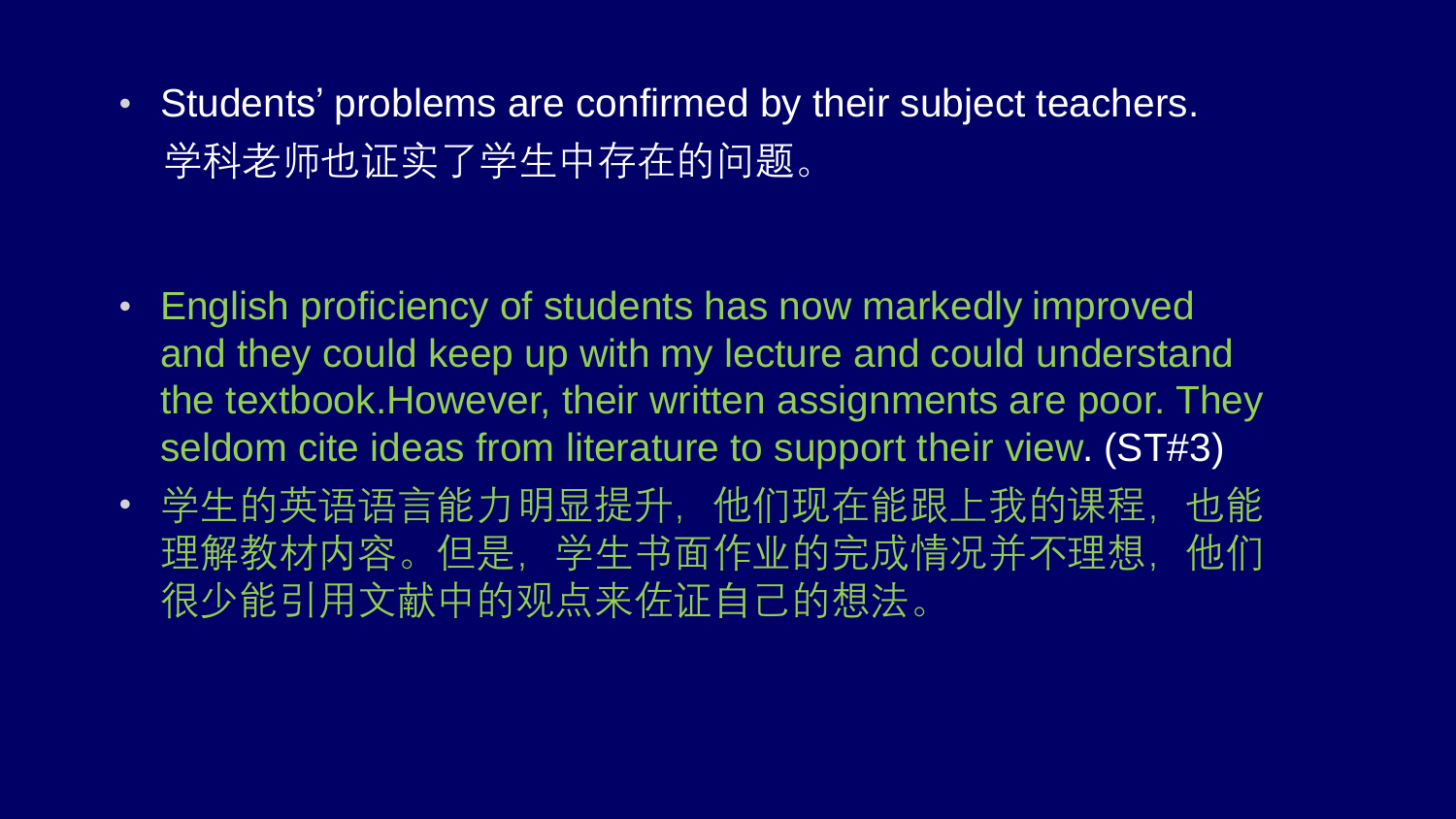- Students' problems are confirmed by their subject teachers.
  学科老师也证实了学生中存在的问题。

- English proficiency of students has now markedly improved and they could keep up with my lecture and could understand the textbook.However, their written assignments are poor. They seldom cite ideas from literature to support their view. (ST#3)
- 学生的英语语言能力明显提升，他们现在能跟上我的课程，也能理解教材内容。但是，学生书面作业的完成情况并不理想，他们很少能引用文献中的观点来佐证自己的想法。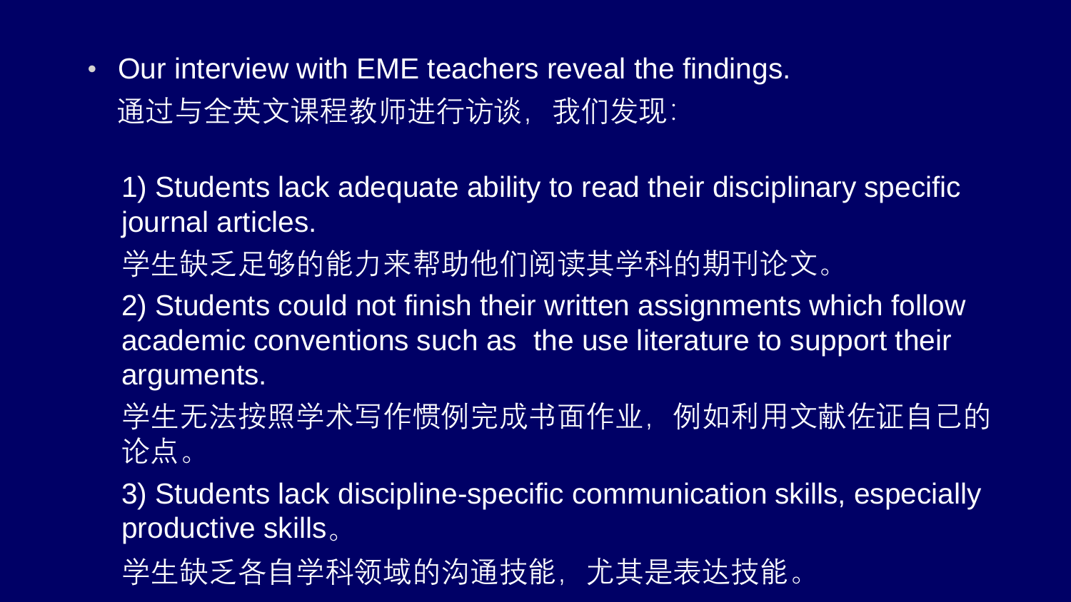- Our interview with EME teachers reveal the findings.
  通过与全英文课程教师进行访谈，我们发现：

  1) Students lack adequate ability to read their disciplinary specific journal articles.

  学生缺乏足够的能力来帮助他们阅读其学科的期刊论文。

  2) Students could not finish their written assignments which follow academic conventions such as the use literature to support their arguments.

  学生无法按照学术写作惯例完成书面作业，例如利用文献佐证自己的论点。

  3) Students lack discipline-specific communication skills, especially productive skills。

  学生缺乏各自学科领域的沟通技能，尤其是表达技能。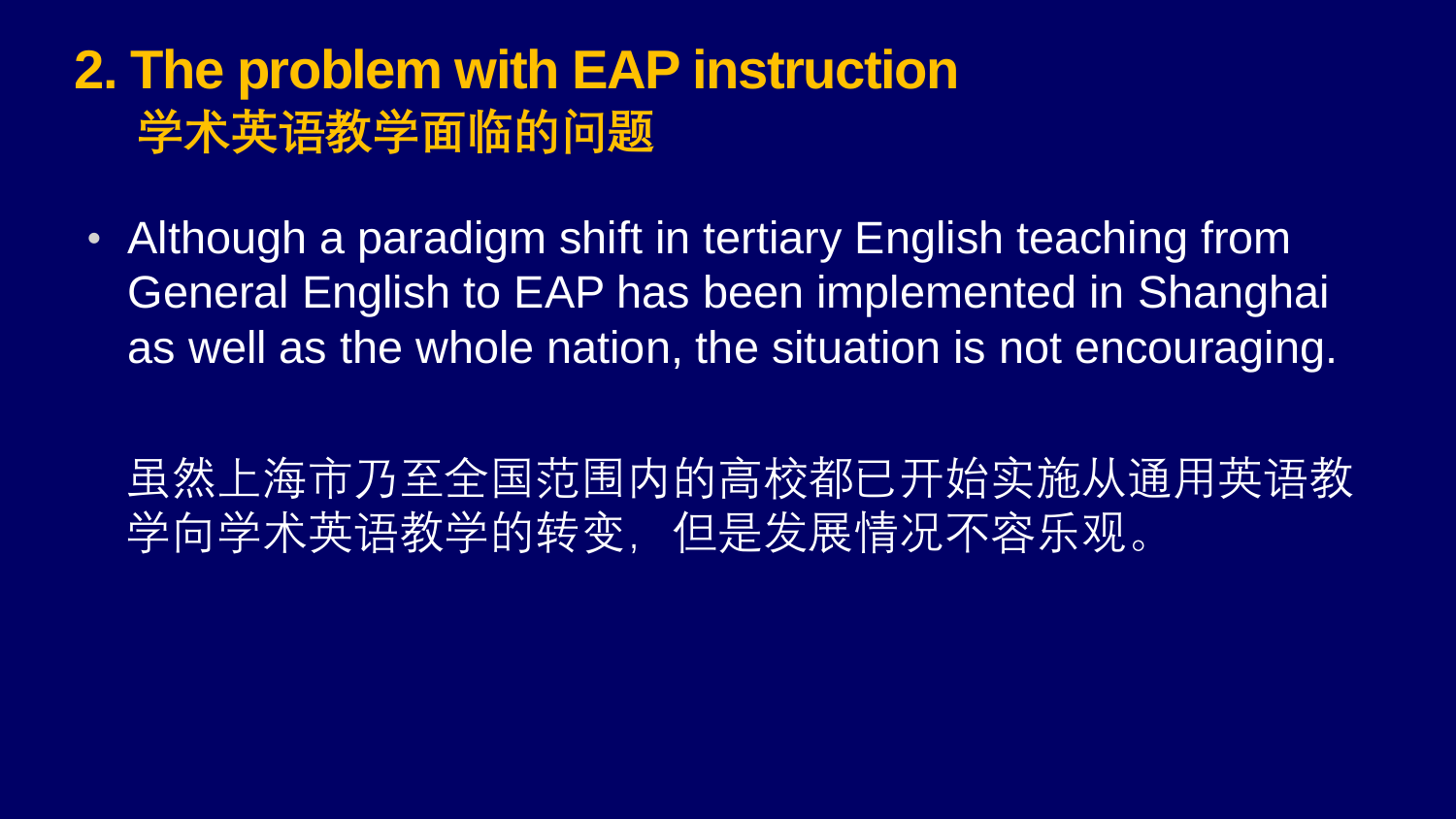## 2. The problem with EAP instruction
## 学术英语教学面临的问题

- Although a paradigm shift in tertiary English teaching from General English to EAP has been implemented in Shanghai as well as the whole nation, the situation is not encouraging.

  虽然上海市乃至全国范围内的高校都已开始实施从通用英语教学向学术英语教学的转变，但是发展情况不容乐观。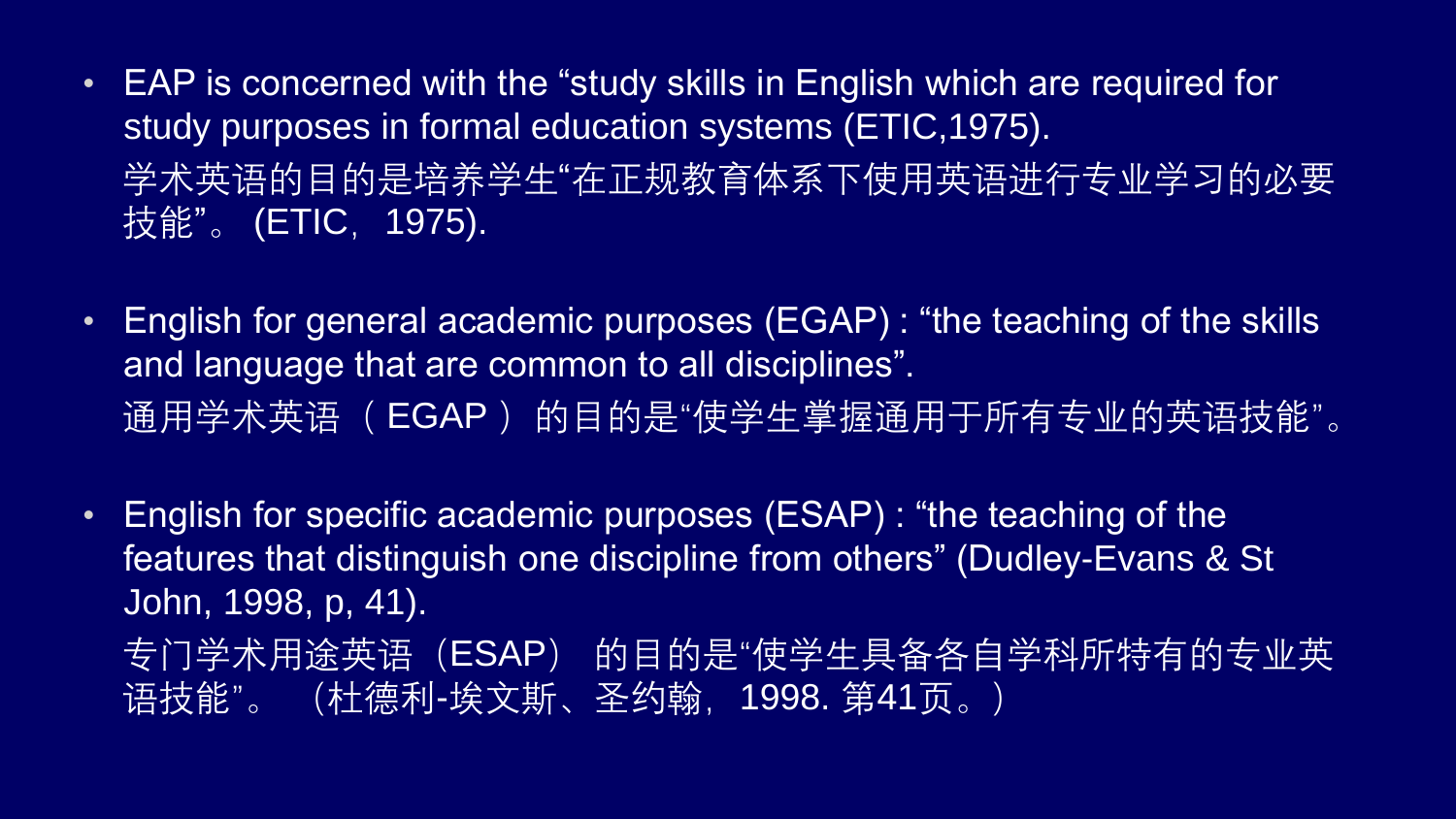- EAP is concerned with the “study skills in English which are required for study purposes in formal education systems (ETIC,1975).

  学术英语的目的是培养学生“在正规教育体系下使用英语进行专业学习的必要技能”。 (ETIC，1975).

- English for general academic purposes (EGAP) : “the teaching of the skills and language that are common to all disciplines”.

  通用学术英语 （ EGAP ） 的目的是“使学生掌握通用于所有专业的英语技能”。

- English for specific academic purposes (ESAP) : “the teaching of the features that distinguish one discipline from others” (Dudley-Evans & St John, 1998, p, 41).

  专门学术用途英语（ESAP） 的目的是“使学生具备各自学科所特有的专业英语技能”。 （杜德利-埃文斯、圣约翰，1998. 第41页。）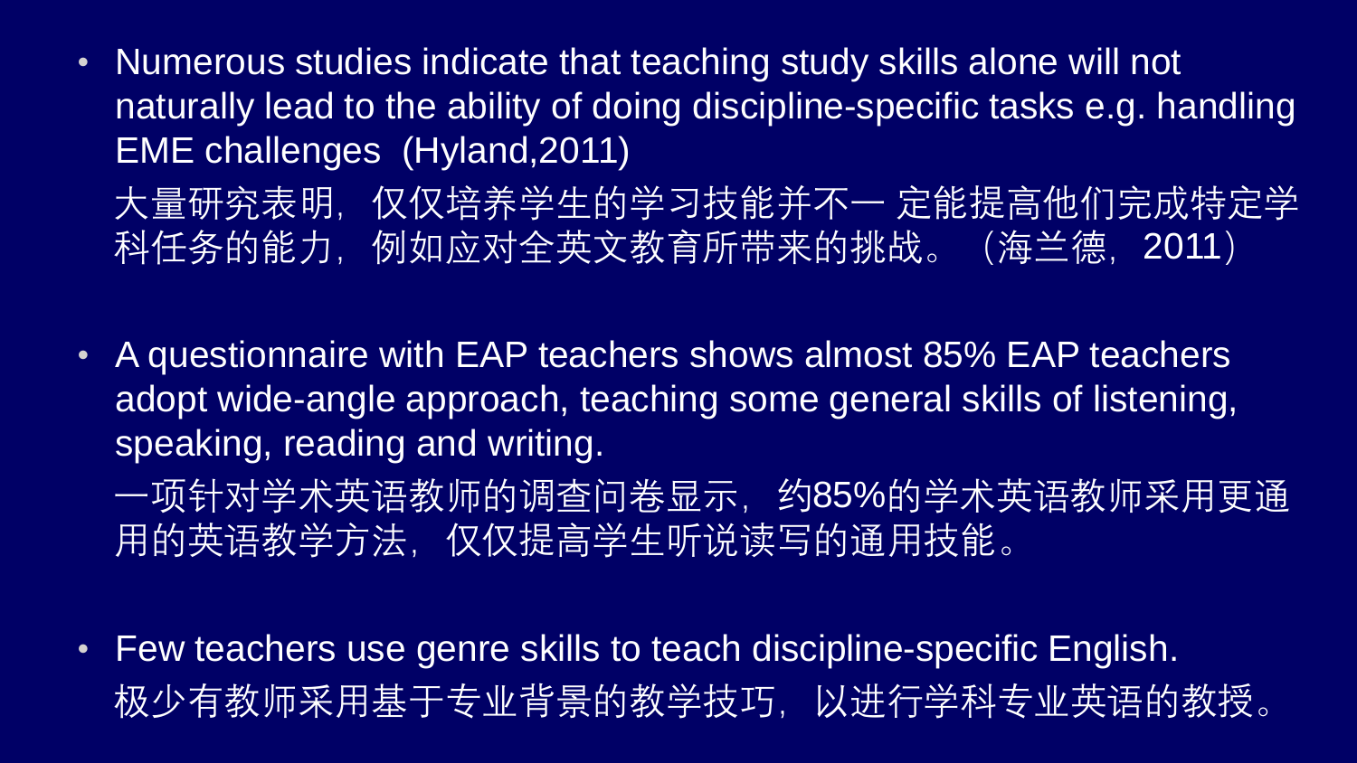- Numerous studies indicate that teaching study skills alone will not naturally lead to the ability of doing discipline-specific tasks e.g. handling EME challenges (Hyland,2011)

  大量研究表明，仅仅培养学生的学习技能并不一 定能提高他们完成特定学科任务的能力，例如应对全英文教育所带来的挑战。（海兰德，2011）

- A questionnaire with EAP teachers shows almost 85% EAP teachers adopt wide-angle approach, teaching some general skills of listening, speaking, reading and writing.

  一项针对学术英语教师的调查问卷显示，约85%的学术英语教师采用更通用的英语教学方法，仅仅提高学生听说读写的通用技能。

- Few teachers use genre skills to teach discipline-specific English.

  极少有教师采用基于专业背景的教学技巧，以进行学科专业英语的教授。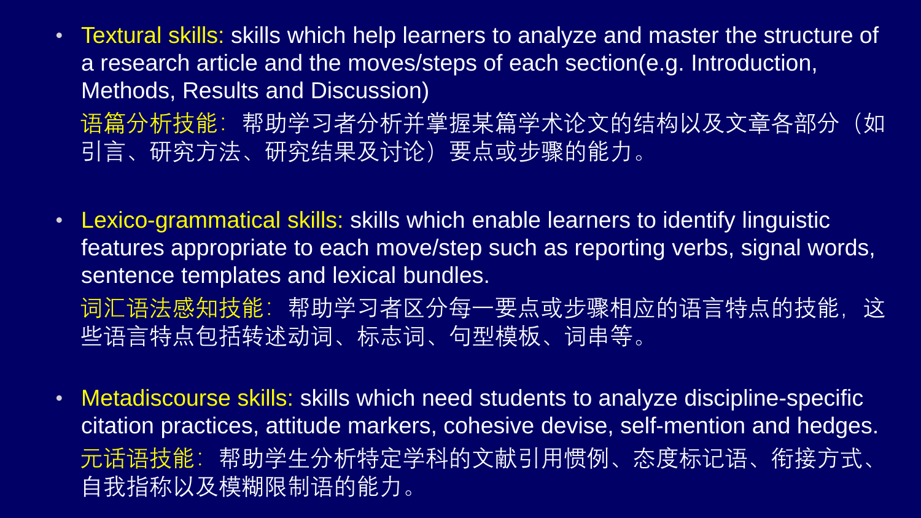- Textural skills: skills which help learners to analyze and master the structure of a research article and the moves/steps of each section(e.g. Introduction, Methods, Results and Discussion)
  语篇分析技能：帮助学习者分析并掌握某篇学术论文的结构以及文章各部分（如引言、研究方法、研究结果及讨论）要点或步骤的能力。

- Lexico-grammatical skills: skills which enable learners to identify linguistic features appropriate to each move/step such as reporting verbs, signal words, sentence templates and lexical bundles.
  词汇语法感知技能：帮助学习者区分每一要点或步骤相应的语言特点的技能，这些语言特点包括转述动词、标志词、句型模板、词串等。

- Metadiscourse skills: skills which need students to analyze discipline-specific citation practices, attitude markers, cohesive devise, self-mention and hedges.
  元话语技能：帮助学生分析特定学科的文献引用惯例、态度标记语、衔接方式、自我指称以及模糊限制语的能力。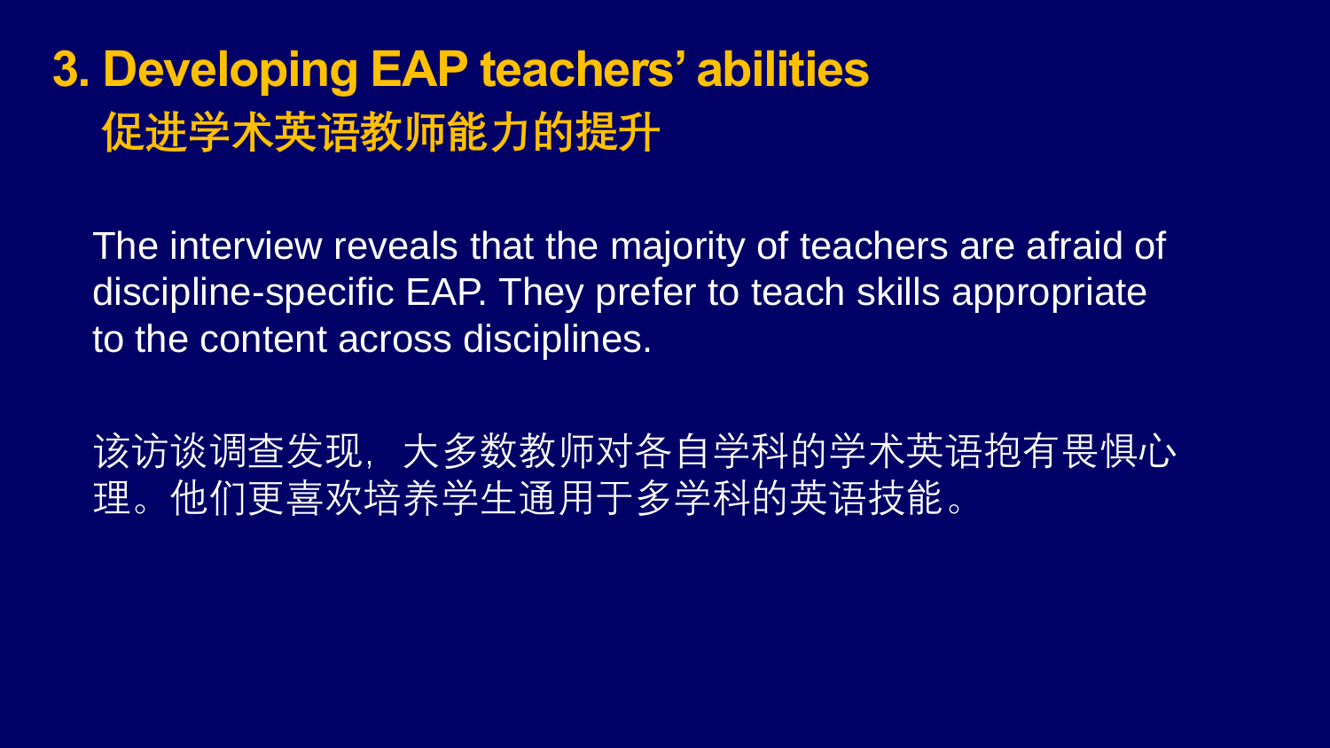# 3. Developing EAP teachers' abilities
## 促进学术英语教师能力的提升

The interview reveals that the majority of teachers are afraid of discipline-specific EAP. They prefer to teach skills appropriate to the content across disciplines.

该访谈调查发现，大多数教师对各自学科的学术英语抱有畏惧心理。他们更喜欢培养学生通用于多学科的英语技能。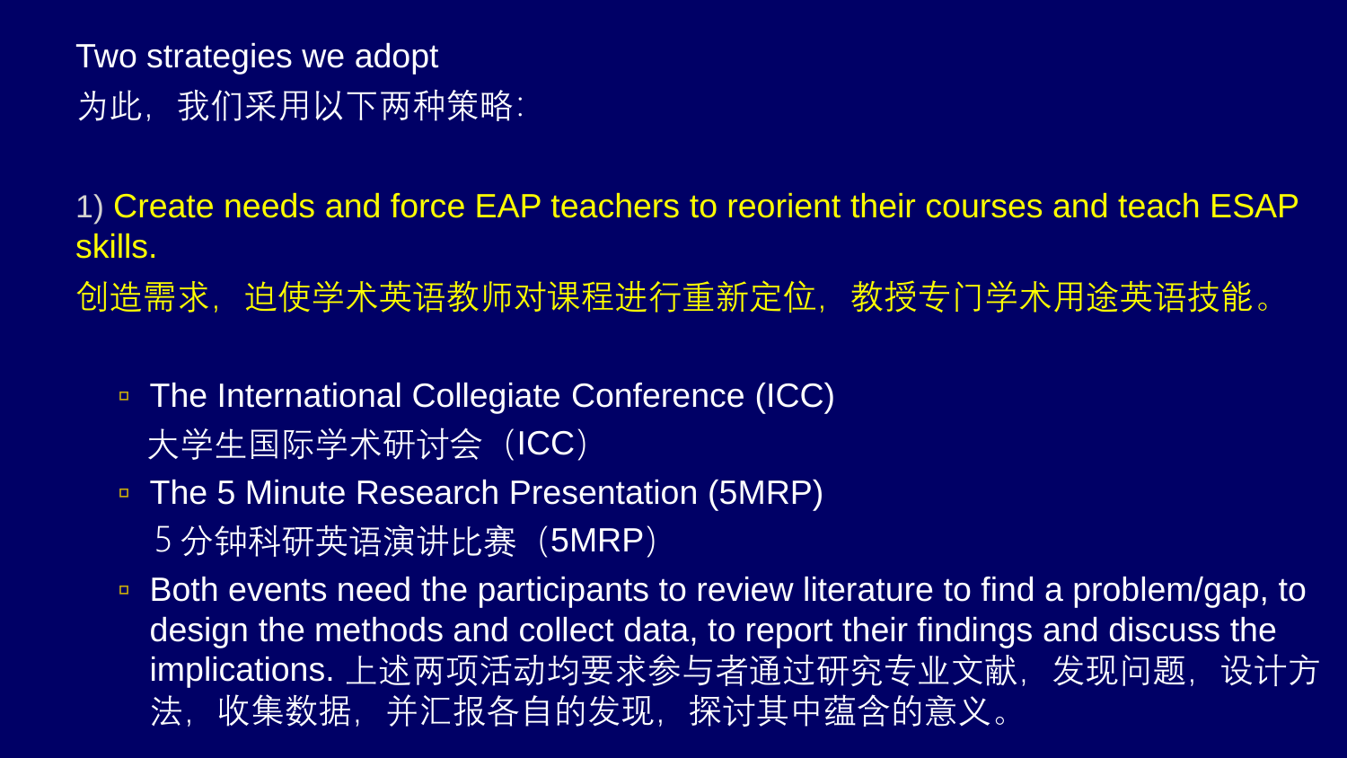Two strategies we adopt

为此，我们采用以下两种策略：

1) Create needs and force EAP teachers to reorient their courses and teach ESAP skills.

创造需求，迫使学术英语教师对课程进行重新定位，教授专门学术用途英语技能。

- The International Collegiate Conference (ICC)

  大学生国际学术研讨会（ICC）
- The 5 Minute Research Presentation (5MRP)

  5 分钟科研英语演讲比赛（5MRP）
- Both events need the participants to review literature to find a problem/gap, to design the methods and collect data, to report their findings and discuss the implications. 上述两项活动均要求参与者通过研究专业文献，发现问题，设计方法，收集数据，并汇报各自的发现，探讨其中蕴含的意义。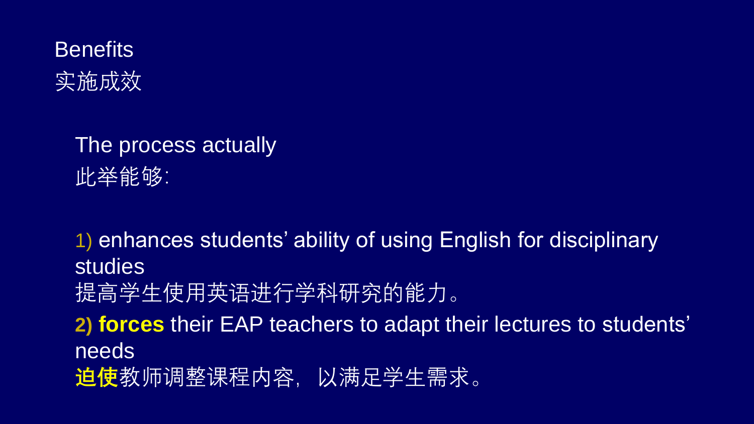## Benefits
## 实施成效

The process actually
此举能够:

1) enhances students' ability of using English for disciplinary studies
提高学生使用英语进行学科研究的能力。

2) **forces** their EAP teachers to adapt their lectures to students' needs
**迫使**教师调整课程内容，以满足学生需求。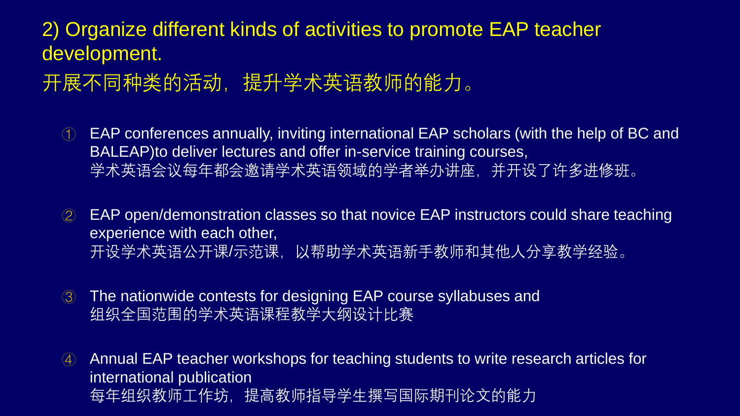## 2) Organize different kinds of activities to promote EAP teacher development.

## 开展不同种类的活动，提升学术英语教师的能力。

① EAP conferences annually, inviting international EAP scholars (with the help of BC and BALEAP)to deliver lectures and offer in-service training courses,
学术英语会议每年都会邀请学术英语领域的学者举办讲座，并开设了许多进修班。

② EAP open/demonstration classes so that novice EAP instructors could share teaching experience with each other,
开设学术英语公开课/示范课，以帮助学术英语新手教师和其他人分享教学经验。

③ The nationwide contests for designing EAP course syllabuses and
组织全国范围的学术英语课程教学大纲设计比赛

④ Annual EAP teacher workshops for teaching students to write research articles for international publication
每年组织教师工作坊，提高教师指导学生撰写国际期刊论文的能力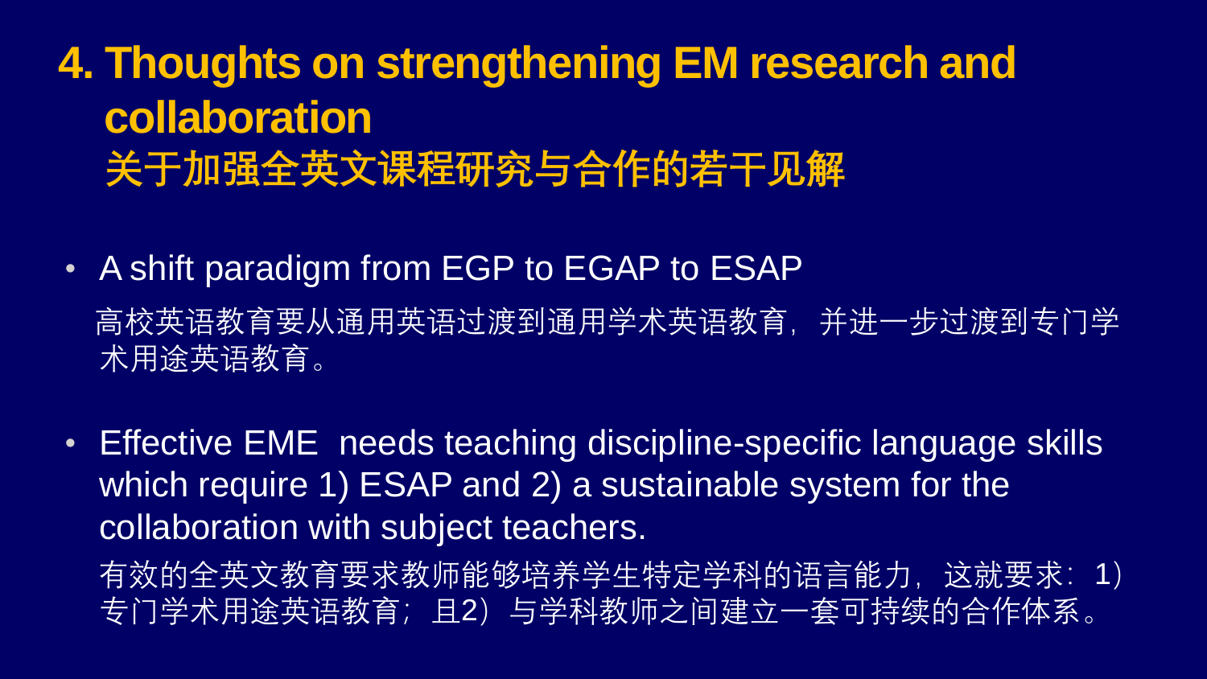# 4. Thoughts on strengthening EM research and collaboration
# 关于加强全英文课程研究与合作的若干见解

- A shift paradigm from EGP to EGAP to ESAP

  高校英语教育要从通用英语过渡到通用学术英语教育，并进一步过渡到专门学术用途英语教育。

- Effective EME needs teaching discipline-specific language skills which require 1) ESAP and 2) a sustainable system for the collaboration with subject teachers.

  有效的全英文教育要求教师能够培养学生特定学科的语言能力，这就要求：1）专门学术用途英语教育；且2）与学科教师之间建立一套可持续的合作体系。